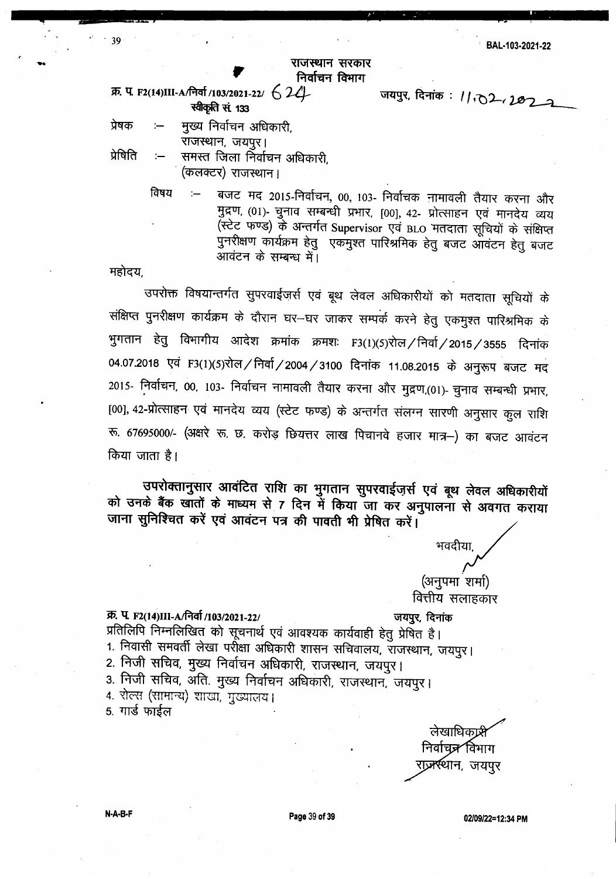राजस्थान सरकार
निर्वाचन विभाग

क्र. प. F2(14)III-A/निर्वा /103/2021-22/ 624 &nbsp;&nbsp;&nbsp;&nbsp;&nbsp;&nbsp;&nbsp;&nbsp; जयपुर, दिनांक : 11.02.2022

स्वीकृति सं. 133

प्रेषक :– मुख्य निर्वाचन अधिकारी,
राजस्थान, जयपुर।

प्रेषिति :– समस्त जिला निर्वाचन अधिकारी,
(कलक्टर) राजस्थान।

विषय :– बजट मद 2015-निर्वाचन, 00, 103- निर्वाचक नामावली तैयार करना और मुद्रण, (01)- चुनाव सम्बन्धी प्रभार, [00], 42- प्रोत्साहन एवं मानदेय व्यय (स्टेट फण्ड) के अन्तर्गत Supervisor एवं BLO मतदाता सूचियों के संक्षिप्त पुनरीक्षण कार्यक्रम हेतु एकमुश्त पारिश्रमिक हेतु बजट आवंटन हेतु बजट आवंटन के सम्बन्ध में।

महोदय,

उपरोक्त विषयान्तर्गत सुपरवाईज़र्स एवं बूथ लेवल अधिकारीयों को मतदाता सूचियों के संक्षिप्त पुनरीक्षण कार्यक्रम के दौरान घर–घर जाकर सम्पर्क करने हेतु एकमुश्त पारिश्रमिक के भुगतान हेतु विभागीय आदेश क्रमांक क्रमशः F3(1)(5)रोल/निर्वा/2015/3555 दिनांक 04.07.2018 एवं F3(1)(5)रोल/निर्वा/2004/3100 दिनांक 11.08.2015 के अनुरूप बजट मद 2015- निर्वाचन, 00, 103- निर्वाचन नामावली तैयार करना और मुद्रण,(01)- चुनाव सम्बन्धी प्रभार, [00], 42-प्रोत्साहन एवं मानदेय व्यय (स्टेट फण्ड) के अन्तर्गत संलग्न सारणी अनुसार कुल राशि रू. 67695000/- (अक्षरे रू. छ. करोड़ छियत्तर लाख पिचानवे हजार मात्र–) का बजट आवंटन किया जाता है।

**उपरोक्तानुसार आवंटित राशि का भुगतान सुपरवाईज़र्स एवं बूथ लेवल अधिकारीयों को उनके बैंक खातों के माध्यम से 7 दिन में किया जा कर अनुपालना से अवगत कराया जाना सुनिश्चित करें एवं आवंटन पत्र की पावती भी प्रेषित करें।**

भवदीया,

(अनुपमा शर्मा)
वित्तीय सलाहकार

क्र. प. F2(14)III-A/निर्वा /103/2021-22/ &nbsp;&nbsp;&nbsp;&nbsp;&nbsp;&nbsp;&nbsp;&nbsp; जयपुर, दिनांक

प्रतिलिपि निम्नलिखित को सूचनार्थ एवं आवश्यक कार्यवाही हेतु प्रेषित है।

1. निवासी समवर्ती लेखा परीक्षा अधिकारी शासन सचिवालय, राजस्थान, जयपुर।
2. निजी सचिव, मुख्य निर्वाचन अधिकारी, राजस्थान, जयपुर।
3. निजी सचिव, अति. मुख्य निर्वाचन अधिकारी, राजस्थान, जयपुर।
4. रोल्स (सामान्य) शाखा, मुख्यालय।
5. गार्ड फाईल

लेखाधिकारी
निर्वाचन विभाग
राजस्थान, जयपुर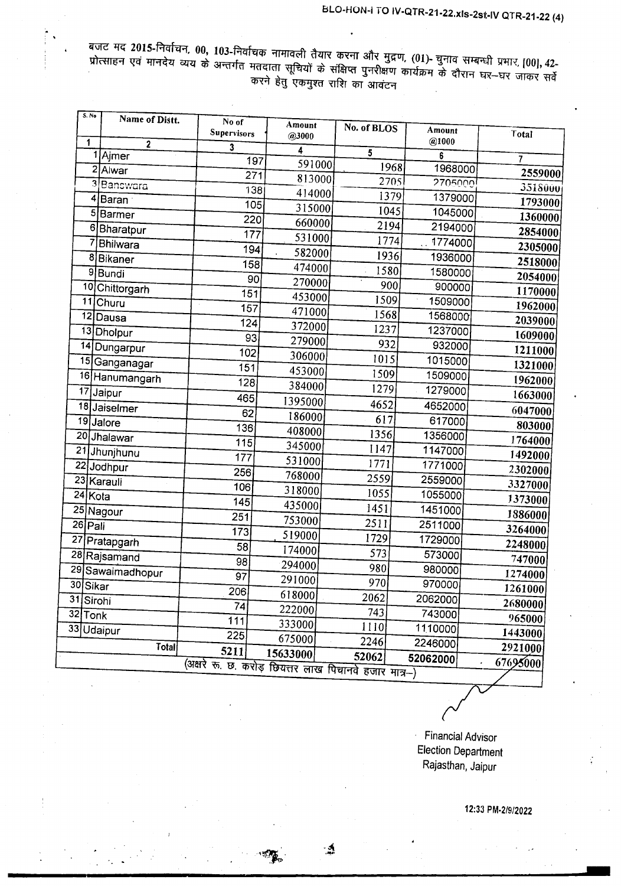बजट मद 2015-निर्वाचन, 00, 103-निर्वाचक नामावली तैयार करना और मुद्रण, (01)- चुनाव सम्बन्धी प्रभार, [00], 42- प्रोत्साहन एवं मानदेय व्यय के अन्तर्गत मतदाता सूचियों के संक्षिप्त पुनरीक्षण कार्यक्रम के दौरान घर–घर जाकर सर्वे करने हेतु एकमुश्त राशि का आवंटन

| S. No | Name of Distt. | No of Supervisors | Amount @3000 | No. of BLOS | Amount @1000 | Total |
|---|---|---|---|---|---|---|
| 1 | 2 | 3 | 4 | 5 | 6 | 7 |
| 1 | Ajmer | 197 | 591000 | 1968 | 1968000 | 2559000 |
| 2 | Alwar | 271 | 813000 | 2705 | 2705000 | 3518000 |
| 3 | Banswara | 138 | 414000 | 1379 | 1379000 | 1793000 |
| 4 | Baran | 105 | 315000 | 1045 | 1045000 | 1360000 |
| 5 | Barmer | 220 | 660000 | 2194 | 2194000 | 2854000 |
| 6 | Bharatpur | 177 | 531000 | 1774 | 1774000 | 2305000 |
| 7 | Bhilwara | 194 | 582000 | 1936 | 1936000 | 2518000 |
| 8 | Bikaner | 158 | 474000 | 1580 | 1580000 | 2054000 |
| 9 | Bundi | 90 | 270000 | 900 | 900000 | 1170000 |
| 10 | Chittorgarh | 151 | 453000 | 1509 | 1509000 | 1962000 |
| 11 | Churu | 157 | 471000 | 1568 | 1568000 | 2039000 |
| 12 | Dausa | 124 | 372000 | 1237 | 1237000 | 1609000 |
| 13 | Dholpur | 93 | 279000 | 932 | 932000 | 1211000 |
| 14 | Dungarpur | 102 | 306000 | 1015 | 1015000 | 1321000 |
| 15 | Ganganagar | 151 | 453000 | 1509 | 1509000 | 1962000 |
| 16 | Hanumangarh | 128 | 384000 | 1279 | 1279000 | 1663000 |
| 17 | Jaipur | 465 | 1395000 | 4652 | 4652000 | 6047000 |
| 18 | Jaiselmer | 62 | 186000 | 617 | 617000 | 803000 |
| 19 | Jalore | 136 | 408000 | 1356 | 1356000 | 1764000 |
| 20 | Jhalawar | 115 | 345000 | 1147 | 1147000 | 1492000 |
| 21 | Jhunjhunu | 177 | 531000 | 1771 | 1771000 | 2302000 |
| 22 | Jodhpur | 256 | 768000 | 2559 | 2559000 | 3327000 |
| 23 | Karauli | 106 | 318000 | 1055 | 1055000 | 1373000 |
| 24 | Kota | 145 | 435000 | 1451 | 1451000 | 1886000 |
| 25 | Nagour | 251 | 753000 | 2511 | 2511000 | 3264000 |
| 26 | Pali | 173 | 519000 | 1729 | 1729000 | 2248000 |
| 27 | Pratapgarh | 58 | 174000 | 573 | 573000 | 747000 |
| 28 | Rajsamand | 98 | 294000 | 980 | 980000 | 1274000 |
| 29 | Sawaimadhopur | 97 | 291000 | 970 | 970000 | 1261000 |
| 30 | Sikar | 206 | 618000 | 2062 | 2062000 | 2680000 |
| 31 | Sirohi | 74 | 222000 | 743 | 743000 | 965000 |
| 32 | Tonk | 111 | 333000 | 1110 | 1110000 | 1443000 |
| 33 | Udaipur | 225 | 675000 | 2246 | 2246000 | 2921000 |
| | Total | 5211 | 15633000 | 52062 | 52062000 | 67695000 |

(अक्षरे रू. छ. करोड़ छियत्तर लाख पिचानवे हजार मात्र–)

Financial Advisor
Election Department
Rajasthan, Jaipur